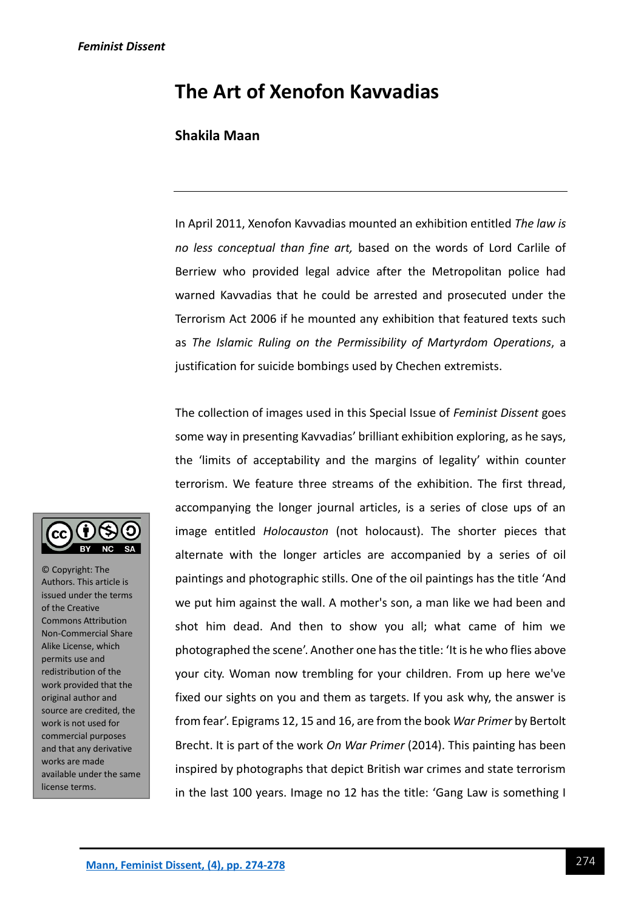# The Art of Xenofon Kavvadias

**Shakila Maan**

---

© Copyright: The Authors. This article is issued under the terms of the Creative Commons Attribution Non-Commercial Share Alike License, which permits use and redistribution of the work provided that the original author and source are credited, the work is not used for commercial purposes and that any derivative works are made available under the same license terms.

In April 2011, Xenofon Kavvadias mounted an exhibition entitled *The law is no less conceptual than fine art,* based on the words of Lord Carlile of Berriew who provided legal advice after the Metropolitan police had warned Kavvadias that he could be arrested and prosecuted under the Terrorism Act 2006 if he mounted any exhibition that featured texts such as *The Islamic Ruling on the Permissibility of Martyrdom Operations*, a justification for suicide bombings used by Chechen extremists.

The collection of images used in this Special Issue of *Feminist Dissent* goes some way in presenting Kavvadias' brilliant exhibition exploring, as he says, the 'limits of acceptability and the margins of legality' within counter terrorism. We feature three streams of the exhibition. The first thread, accompanying the longer journal articles, is a series of close ups of an image entitled *Holocauston* (not holocaust). The shorter pieces that alternate with the longer articles are accompanied by a series of oil paintings and photographic stills. One of the oil paintings has the title 'And we put him against the wall. A mother's son, a man like we had been and shot him dead. And then to show you all; what came of him we photographed the scene'. Another one has the title: 'It is he who flies above your city. Woman now trembling for your children. From up here we've fixed our sights on you and them as targets. If you ask why, the answer is from fear'. Epigrams 12, 15 and 16, are from the book *War Primer* by Bertolt Brecht. It is part of the work *On War Primer* (2014). This painting has been inspired by photographs that depict British war crimes and state terrorism in the last 100 years. Image no 12 has the title: 'Gang Law is something I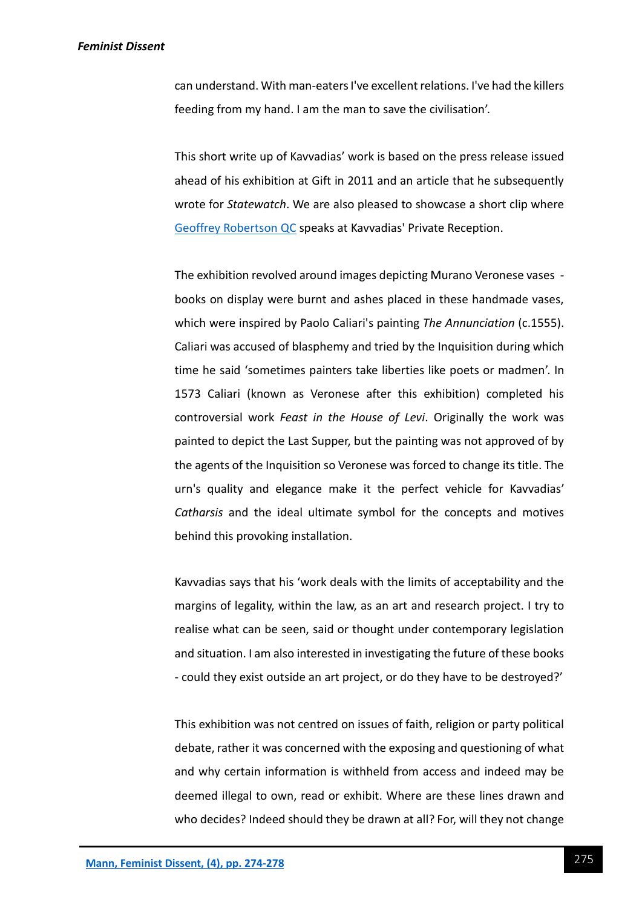can understand. With man-eaters I've excellent relations. I've had the killers feeding from my hand. I am the man to save the civilisation'.

This short write up of Kavvadias' work is based on the press release issued ahead of his exhibition at Gift in 2011 and an article that he subsequently wrote for *Statewatch*. We are also pleased to showcase a short clip where Geoffrey Robertson QC speaks at Kavvadias' Private Reception.

The exhibition revolved around images depicting Murano Veronese vases - books on display were burnt and ashes placed in these handmade vases, which were inspired by Paolo Caliari's painting *The Annunciation* (c.1555). Caliari was accused of blasphemy and tried by the Inquisition during which time he said 'sometimes painters take liberties like poets or madmen'. In 1573 Caliari (known as Veronese after this exhibition) completed his controversial work *Feast in the House of Levi*. Originally the work was painted to depict the Last Supper, but the painting was not approved of by the agents of the Inquisition so Veronese was forced to change its title. The urn's quality and elegance make it the perfect vehicle for Kavvadias' *Catharsis* and the ideal ultimate symbol for the concepts and motives behind this provoking installation.

Kavvadias says that his 'work deals with the limits of acceptability and the margins of legality, within the law, as an art and research project. I try to realise what can be seen, said or thought under contemporary legislation and situation. I am also interested in investigating the future of these books - could they exist outside an art project, or do they have to be destroyed?'

This exhibition was not centred on issues of faith, religion or party political debate, rather it was concerned with the exposing and questioning of what and why certain information is withheld from access and indeed may be deemed illegal to own, read or exhibit. Where are these lines drawn and who decides? Indeed should they be drawn at all? For, will they not change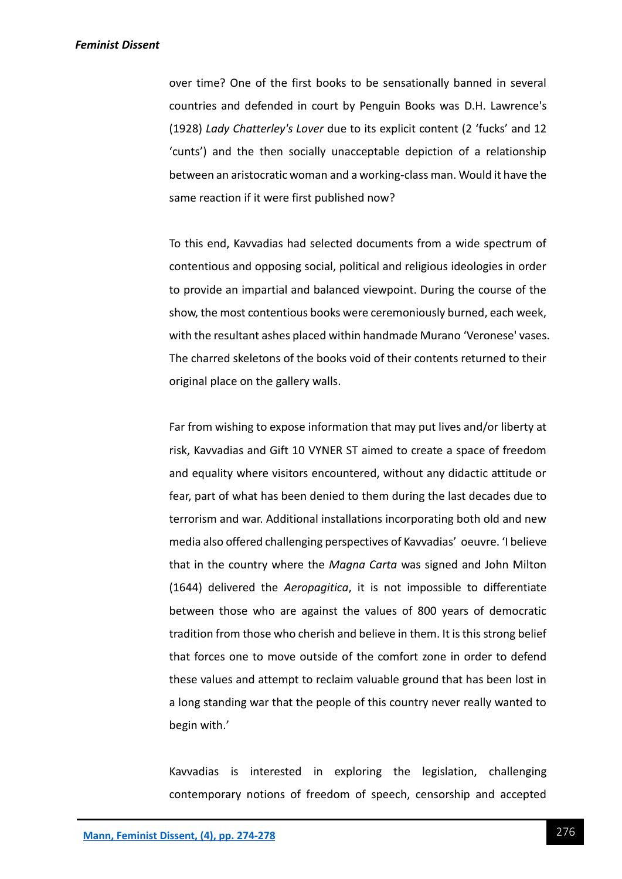over time? One of the first books to be sensationally banned in several countries and defended in court by Penguin Books was D.H. Lawrence's (1928) *Lady Chatterley's Lover* due to its explicit content (2 'fucks' and 12 'cunts') and the then socially unacceptable depiction of a relationship between an aristocratic woman and a working-class man. Would it have the same reaction if it were first published now?

To this end, Kavvadias had selected documents from a wide spectrum of contentious and opposing social, political and religious ideologies in order to provide an impartial and balanced viewpoint. During the course of the show, the most contentious books were ceremoniously burned, each week, with the resultant ashes placed within handmade Murano 'Veronese' vases. The charred skeletons of the books void of their contents returned to their original place on the gallery walls.

Far from wishing to expose information that may put lives and/or liberty at risk, Kavvadias and Gift 10 VYNER ST aimed to create a space of freedom and equality where visitors encountered, without any didactic attitude or fear, part of what has been denied to them during the last decades due to terrorism and war. Additional installations incorporating both old and new media also offered challenging perspectives of Kavvadias' oeuvre. 'I believe that in the country where the *Magna Carta* was signed and John Milton (1644) delivered the *Aeropagitica*, it is not impossible to differentiate between those who are against the values of 800 years of democratic tradition from those who cherish and believe in them. It is this strong belief that forces one to move outside of the comfort zone in order to defend these values and attempt to reclaim valuable ground that has been lost in a long standing war that the people of this country never really wanted to begin with.'

Kavvadias is interested in exploring the legislation, challenging contemporary notions of freedom of speech, censorship and accepted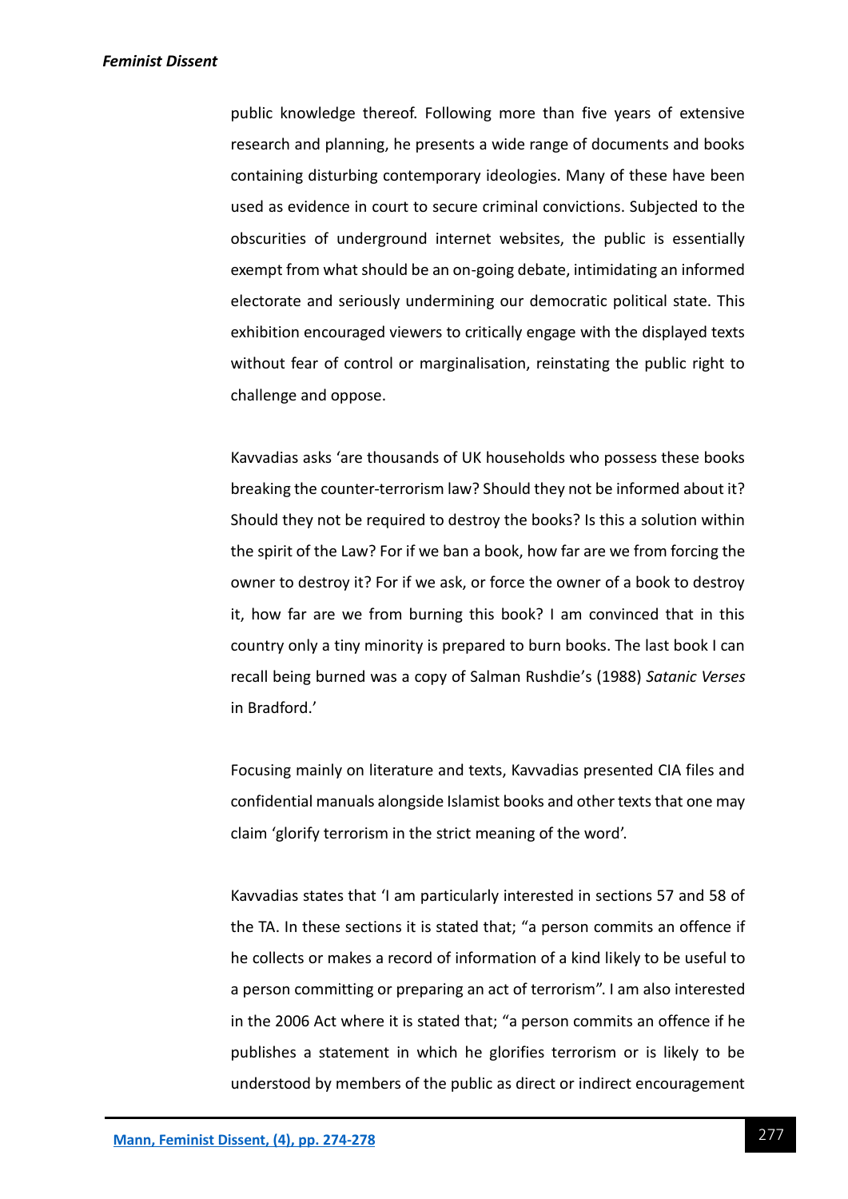public knowledge thereof. Following more than five years of extensive research and planning, he presents a wide range of documents and books containing disturbing contemporary ideologies. Many of these have been used as evidence in court to secure criminal convictions. Subjected to the obscurities of underground internet websites, the public is essentially exempt from what should be an on-going debate, intimidating an informed electorate and seriously undermining our democratic political state. This exhibition encouraged viewers to critically engage with the displayed texts without fear of control or marginalisation, reinstating the public right to challenge and oppose.

Kavvadias asks 'are thousands of UK households who possess these books breaking the counter-terrorism law? Should they not be informed about it? Should they not be required to destroy the books? Is this a solution within the spirit of the Law? For if we ban a book, how far are we from forcing the owner to destroy it? For if we ask, or force the owner of a book to destroy it, how far are we from burning this book? I am convinced that in this country only a tiny minority is prepared to burn books. The last book I can recall being burned was a copy of Salman Rushdie's (1988) *Satanic Verses* in Bradford.'

Focusing mainly on literature and texts, Kavvadias presented CIA files and confidential manuals alongside Islamist books and other texts that one may claim 'glorify terrorism in the strict meaning of the word'.

Kavvadias states that 'I am particularly interested in sections 57 and 58 of the TA. In these sections it is stated that; "a person commits an offence if he collects or makes a record of information of a kind likely to be useful to a person committing or preparing an act of terrorism". I am also interested in the 2006 Act where it is stated that; "a person commits an offence if he publishes a statement in which he glorifies terrorism or is likely to be understood by members of the public as direct or indirect encouragement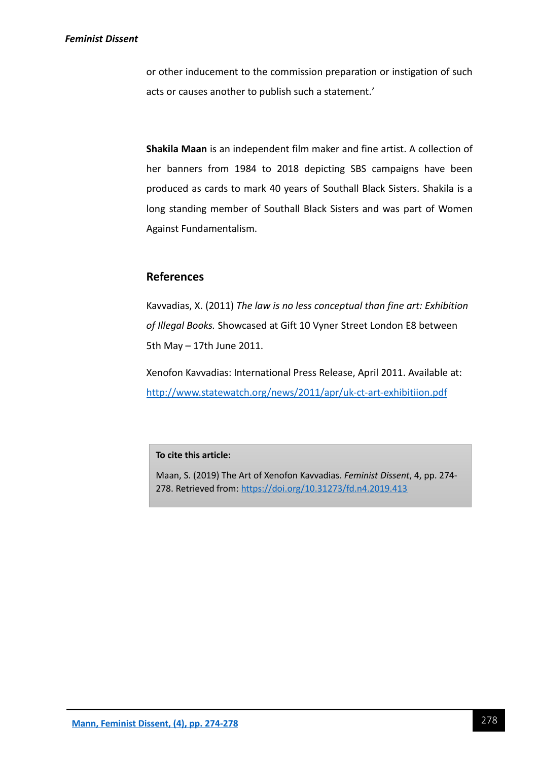or other inducement to the commission preparation or instigation of such acts or causes another to publish such a statement.'

**Shakila Maan** is an independent film maker and fine artist. A collection of her banners from 1984 to 2018 depicting SBS campaigns have been produced as cards to mark 40 years of Southall Black Sisters. Shakila is a long standing member of Southall Black Sisters and was part of Women Against Fundamentalism.

## References

Kavvadias, X. (2011) *The law is no less conceptual than fine art: Exhibition of Illegal Books.* Showcased at Gift 10 Vyner Street London E8 between 5th May – 17th June 2011.

Xenofon Kavvadias: International Press Release, April 2011. Available at: [http://www.statewatch.org/news/2011/apr/uk-ct-art-exhibitiion.pdf](http://www.statewatch.org/news/2011/apr/uk-ct-art-exhibitiion.pdf)

**To cite this article:**

Maan, S. (2019) The Art of Xenofon Kavvadias. *Feminist Dissent*, 4, pp. 274-278. Retrieved from: [https://doi.org/10.31273/fd.n4.2019.413](https://doi.org/10.31273/fd.n4.2019.413)